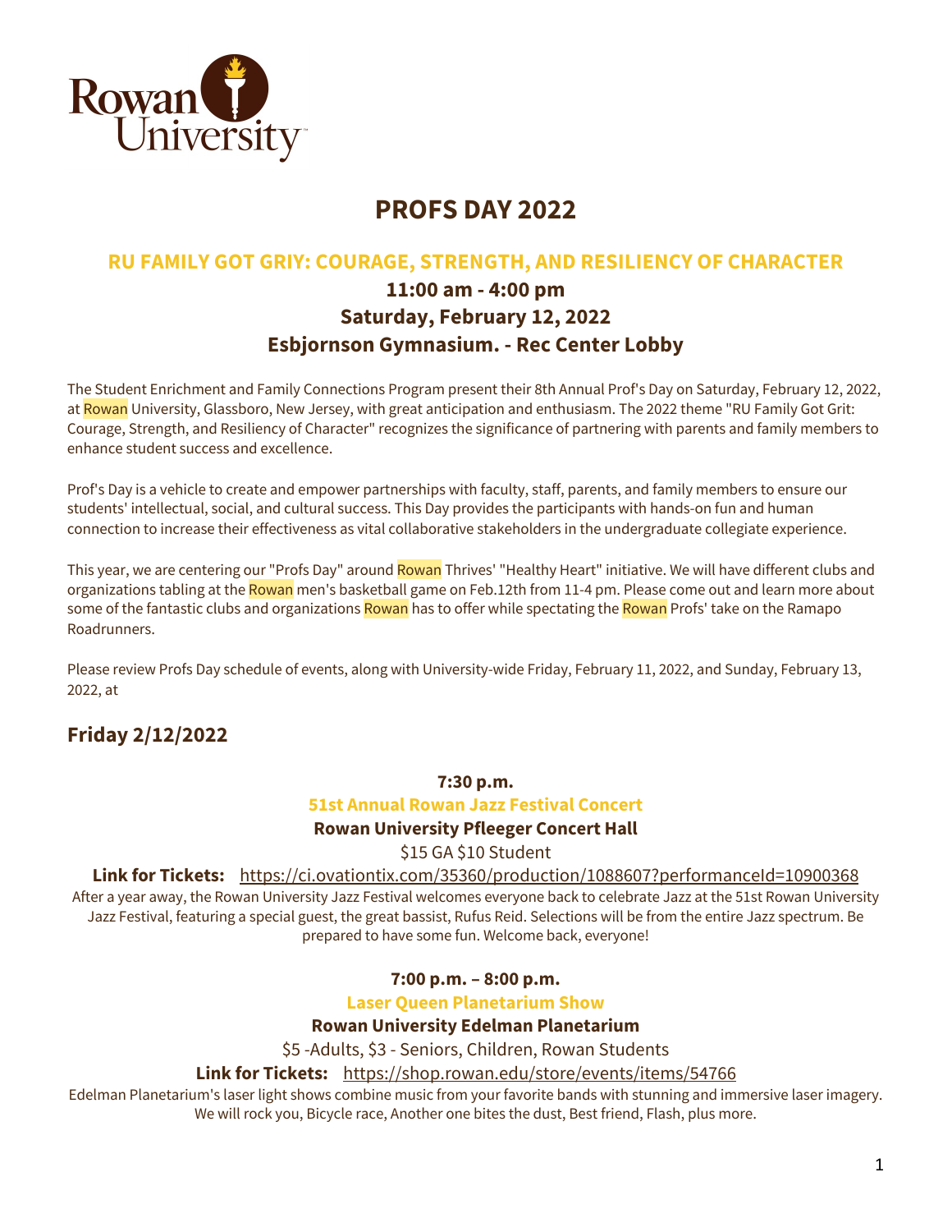# PROFS DAY 2022

## RU FAMILY GOT GRIY: COURAGE, STRENGTH, AND RESILIENCY OF CHARACTER

### 11:00 am - 4:00 pm
### Saturday, February 12, 2022
### Esbjornson Gymnasium. - Rec Center Lobby

The Student Enrichment and Family Connections Program present their 8th Annual Prof's Day on Saturday, February 12, 2022, at Rowan University, Glassboro, New Jersey, with great anticipation and enthusiasm. The 2022 theme "RU Family Got Grit: Courage, Strength, and Resiliency of Character" recognizes the significance of partnering with parents and family members to enhance student success and excellence.

Prof's Day is a vehicle to create and empower partnerships with faculty, staff, parents, and family members to ensure our students' intellectual, social, and cultural success. This Day provides the participants with hands-on fun and human connection to increase their effectiveness as vital collaborative stakeholders in the undergraduate collegiate experience.

This year, we are centering our "Profs Day" around Rowan Thrives' "Healthy Heart" initiative. We will have different clubs and organizations tabling at the Rowan men's basketball game on Feb.12th from 11-4 pm. Please come out and learn more about some of the fantastic clubs and organizations Rowan has to offer while spectating the Rowan Profs' take on the Ramapo Roadrunners.

Please review Profs Day schedule of events, along with University-wide Friday, February 11, 2022, and Sunday, February 13, 2022, at

## Friday 2/12/2022

**7:30 p.m.**

**51st Annual Rowan Jazz Festival Concert**

**Rowan University Pfleeger Concert Hall**

$15 GA $10 Student

**Link for Tickets:** https://ci.ovationtix.com/35360/production/1088607?performanceId=10900368

After a year away, the Rowan University Jazz Festival welcomes everyone back to celebrate Jazz at the 51st Rowan University Jazz Festival, featuring a special guest, the great bassist, Rufus Reid. Selections will be from the entire Jazz spectrum. Be prepared to have some fun. Welcome back, everyone!

**7:00 p.m. – 8:00 p.m.**

**Laser Queen Planetarium Show**

**Rowan University Edelman Planetarium**

$5 -Adults, $3 - Seniors, Children, Rowan Students

**Link for Tickets:** https://shop.rowan.edu/store/events/items/54766

Edelman Planetarium's laser light shows combine music from your favorite bands with stunning and immersive laser imagery. We will rock you, Bicycle race, Another one bites the dust, Best friend, Flash, plus more.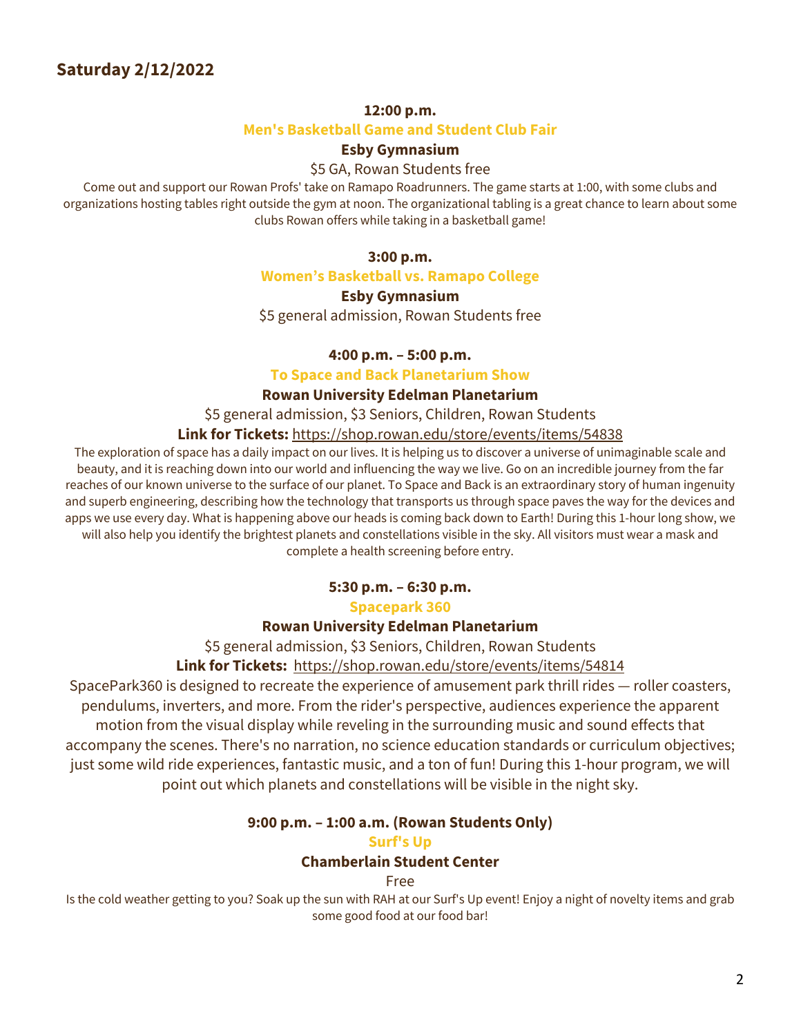## Saturday 2/12/2022

**12:00 p.m.**

**Men's Basketball Game and Student Club Fair**

**Esby Gymnasium**

$5 GA, Rowan Students free

Come out and support our Rowan Profs' take on Ramapo Roadrunners. The game starts at 1:00, with some clubs and organizations hosting tables right outside the gym at noon. The organizational tabling is a great chance to learn about some clubs Rowan offers while taking in a basketball game!

**3:00 p.m.**

**Women's Basketball vs. Ramapo College**

**Esby Gymnasium**

$5 general admission, Rowan Students free

**4:00 p.m. – 5:00 p.m.**

**To Space and Back Planetarium Show**

**Rowan University Edelman Planetarium**

$5 general admission, $3 Seniors, Children, Rowan Students

**Link for Tickets:** https://shop.rowan.edu/store/events/items/54838

The exploration of space has a daily impact on our lives. It is helping us to discover a universe of unimaginable scale and beauty, and it is reaching down into our world and influencing the way we live. Go on an incredible journey from the far reaches of our known universe to the surface of our planet. To Space and Back is an extraordinary story of human ingenuity and superb engineering, describing how the technology that transports us through space paves the way for the devices and apps we use every day. What is happening above our heads is coming back down to Earth! During this 1-hour long show, we will also help you identify the brightest planets and constellations visible in the sky. All visitors must wear a mask and complete a health screening before entry.

**5:30 p.m. – 6:30 p.m.**

**Spacepark 360**

**Rowan University Edelman Planetarium**

$5 general admission, $3 Seniors, Children, Rowan Students

**Link for Tickets:** https://shop.rowan.edu/store/events/items/54814

SpacePark360 is designed to recreate the experience of amusement park thrill rides — roller coasters, pendulums, inverters, and more. From the rider's perspective, audiences experience the apparent motion from the visual display while reveling in the surrounding music and sound effects that accompany the scenes. There's no narration, no science education standards or curriculum objectives; just some wild ride experiences, fantastic music, and a ton of fun! During this 1-hour program, we will point out which planets and constellations will be visible in the night sky.

**9:00 p.m. – 1:00 a.m. (Rowan Students Only)**

**Surf's Up**

**Chamberlain Student Center**

Free

Is the cold weather getting to you? Soak up the sun with RAH at our Surf's Up event! Enjoy a night of novelty items and grab some good food at our food bar!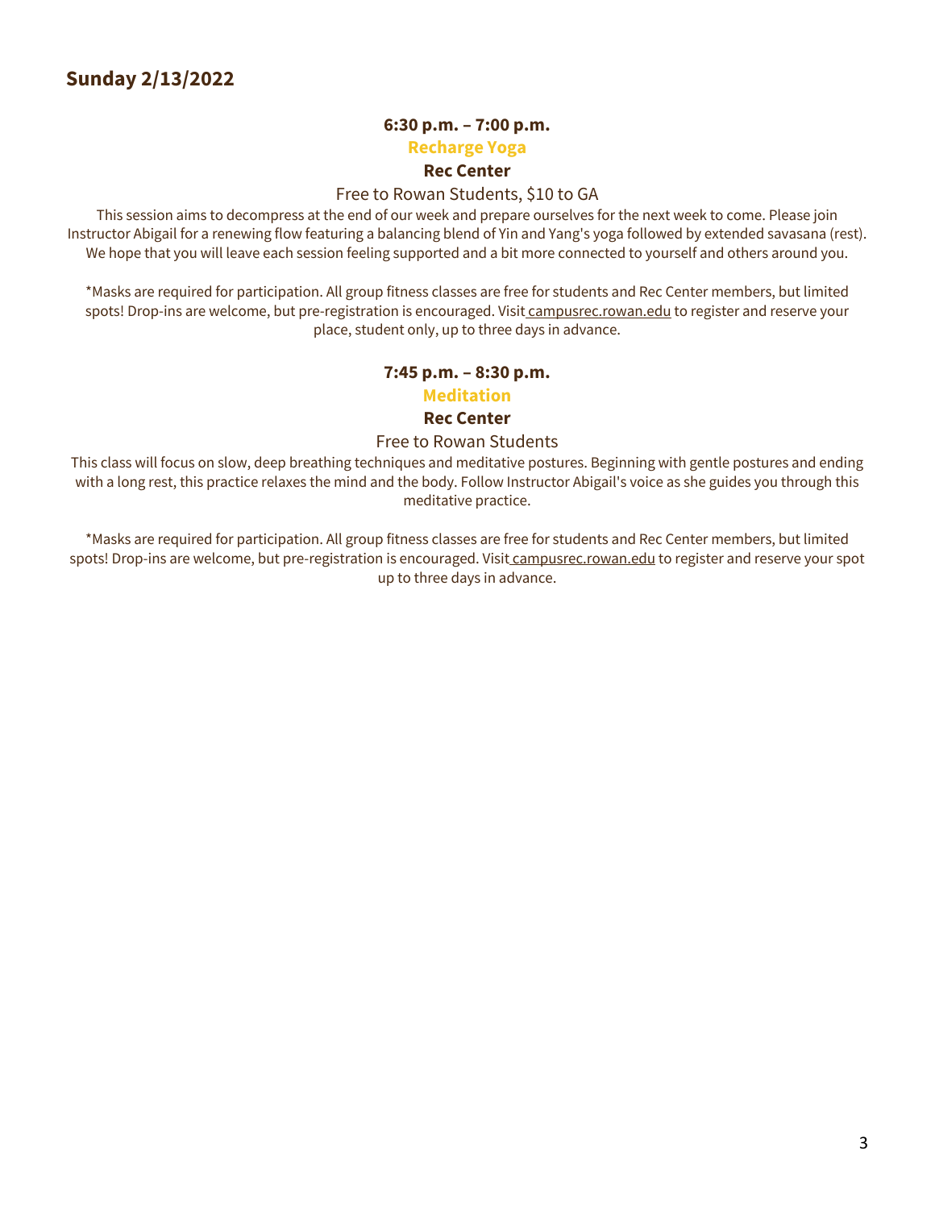## Sunday 2/13/2022

**6:30 p.m. – 7:00 p.m.**

**Recharge Yoga**

**Rec Center**

Free to Rowan Students, $10 to GA

This session aims to decompress at the end of our week and prepare ourselves for the next week to come. Please join Instructor Abigail for a renewing flow featuring a balancing blend of Yin and Yang's yoga followed by extended savasana (rest). We hope that you will leave each session feeling supported and a bit more connected to yourself and others around you.

*Masks are required for participation. All group fitness classes are free for students and Rec Center members, but limited spots! Drop-ins are welcome, but pre-registration is encouraged. Visit campusrec.rowan.edu to register and reserve your place, student only, up to three days in advance.

**7:45 p.m. – 8:30 p.m.**

**Meditation**

**Rec Center**

Free to Rowan Students

This class will focus on slow, deep breathing techniques and meditative postures. Beginning with gentle postures and ending with a long rest, this practice relaxes the mind and the body. Follow Instructor Abigail's voice as she guides you through this meditative practice.

*Masks are required for participation. All group fitness classes are free for students and Rec Center members, but limited spots! Drop-ins are welcome, but pre-registration is encouraged. Visit campusrec.rowan.edu to register and reserve your spot up to three days in advance.